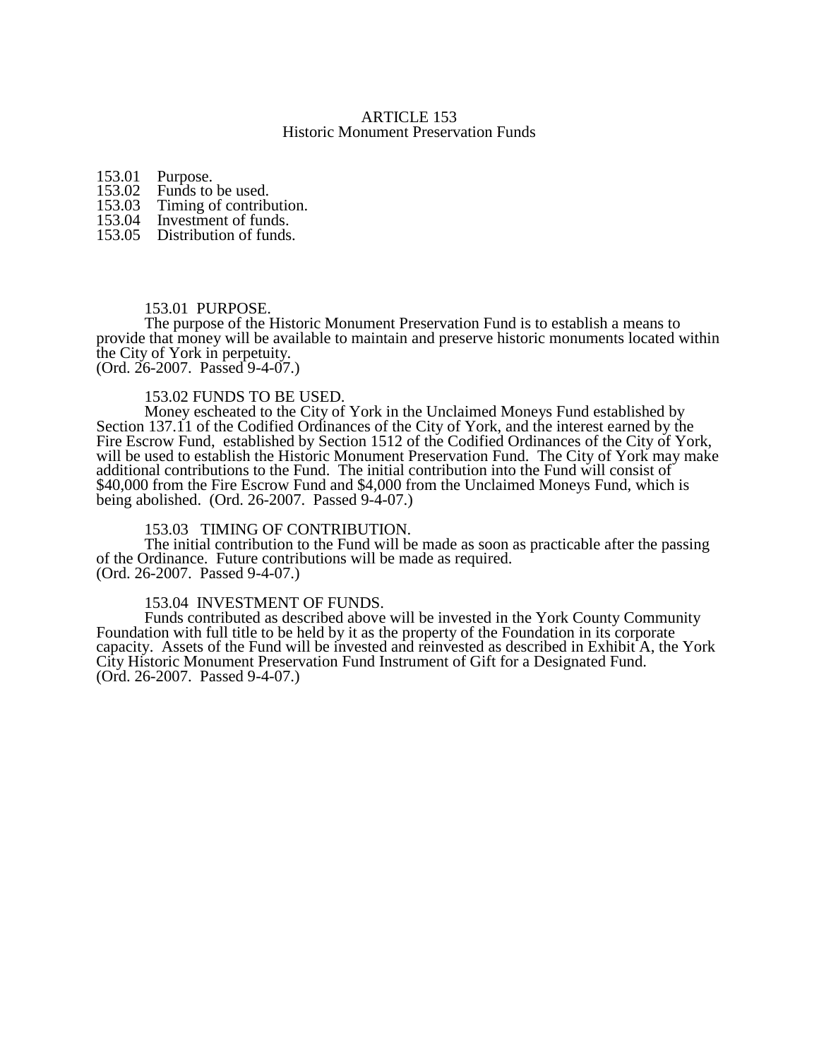# ARTICLE 153
## Historic Monument Preservation Funds

153.01 Purpose.
153.02 Funds to be used.
153.03 Timing of contribution.
153.04 Investment of funds.
153.05 Distribution of funds.

### 153.01 PURPOSE.

The purpose of the Historic Monument Preservation Fund is to establish a means to provide that money will be available to maintain and preserve historic monuments located within the City of York in perpetuity.
(Ord. 26-2007. Passed 9-4-07.)

### 153.02 FUNDS TO BE USED.

Money escheated to the City of York in the Unclaimed Moneys Fund established by Section 137.11 of the Codified Ordinances of the City of York, and the interest earned by the Fire Escrow Fund, established by Section 1512 of the Codified Ordinances of the City of York, will be used to establish the Historic Monument Preservation Fund. The City of York may make additional contributions to the Fund. The initial contribution into the Fund will consist of $40,000 from the Fire Escrow Fund and $4,000 from the Unclaimed Moneys Fund, which is being abolished. (Ord. 26-2007. Passed 9-4-07.)

### 153.03 TIMING OF CONTRIBUTION.

The initial contribution to the Fund will be made as soon as practicable after the passing of the Ordinance. Future contributions will be made as required.
(Ord. 26-2007. Passed 9-4-07.)

### 153.04 INVESTMENT OF FUNDS.

Funds contributed as described above will be invested in the York County Community Foundation with full title to be held by it as the property of the Foundation in its corporate capacity. Assets of the Fund will be invested and reinvested as described in Exhibit A, the York City Historic Monument Preservation Fund Instrument of Gift for a Designated Fund.
(Ord. 26-2007. Passed 9-4-07.)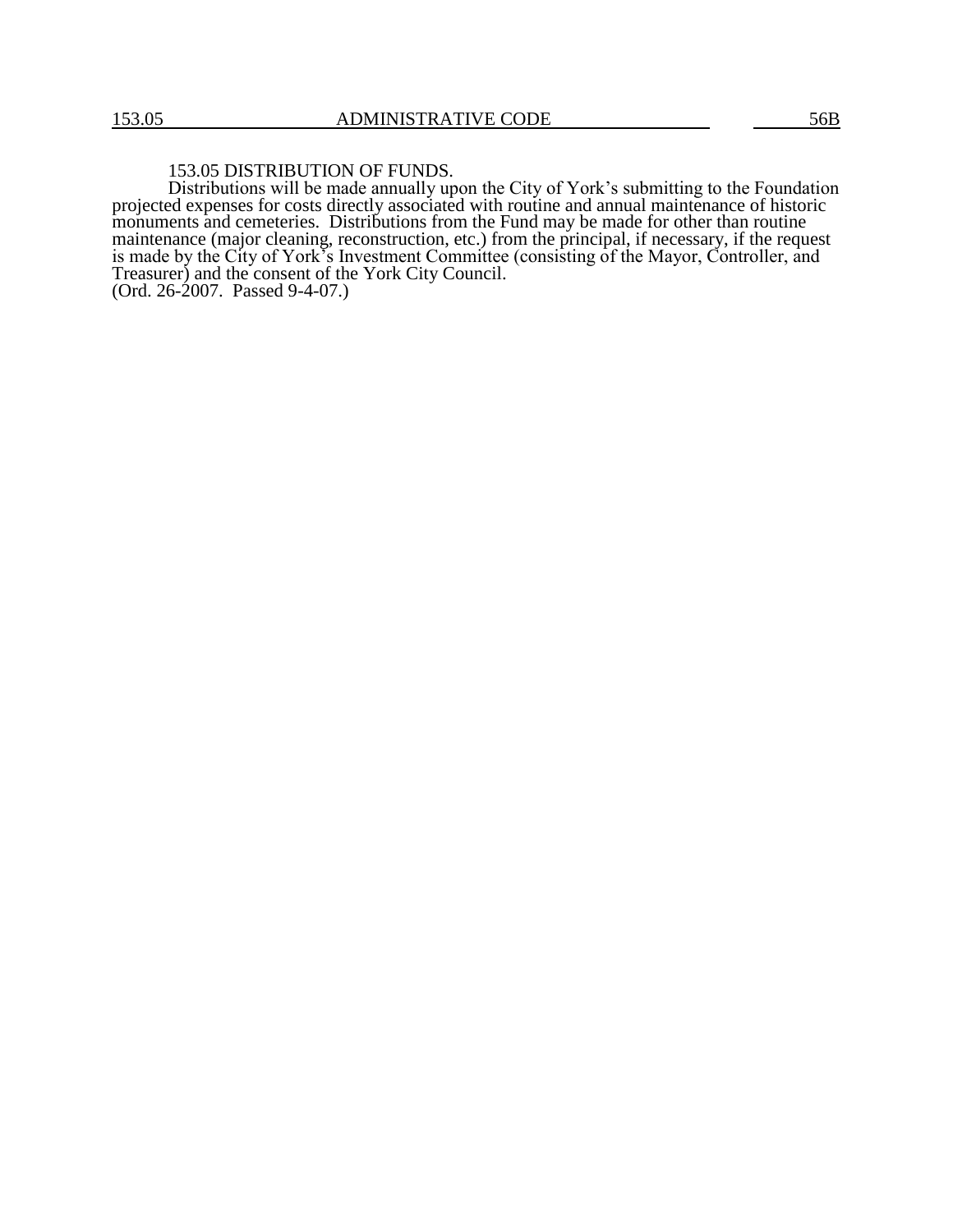### 153.05 DISTRIBUTION OF FUNDS.

Distributions will be made annually upon the City of York's submitting to the Foundation projected expenses for costs directly associated with routine and annual maintenance of historic monuments and cemeteries. Distributions from the Fund may be made for other than routine maintenance (major cleaning, reconstruction, etc.) from the principal, if necessary, if the request is made by the City of York's Investment Committee (consisting of the Mayor, Controller, and Treasurer) and the consent of the York City Council.
(Ord. 26-2007. Passed 9-4-07.)